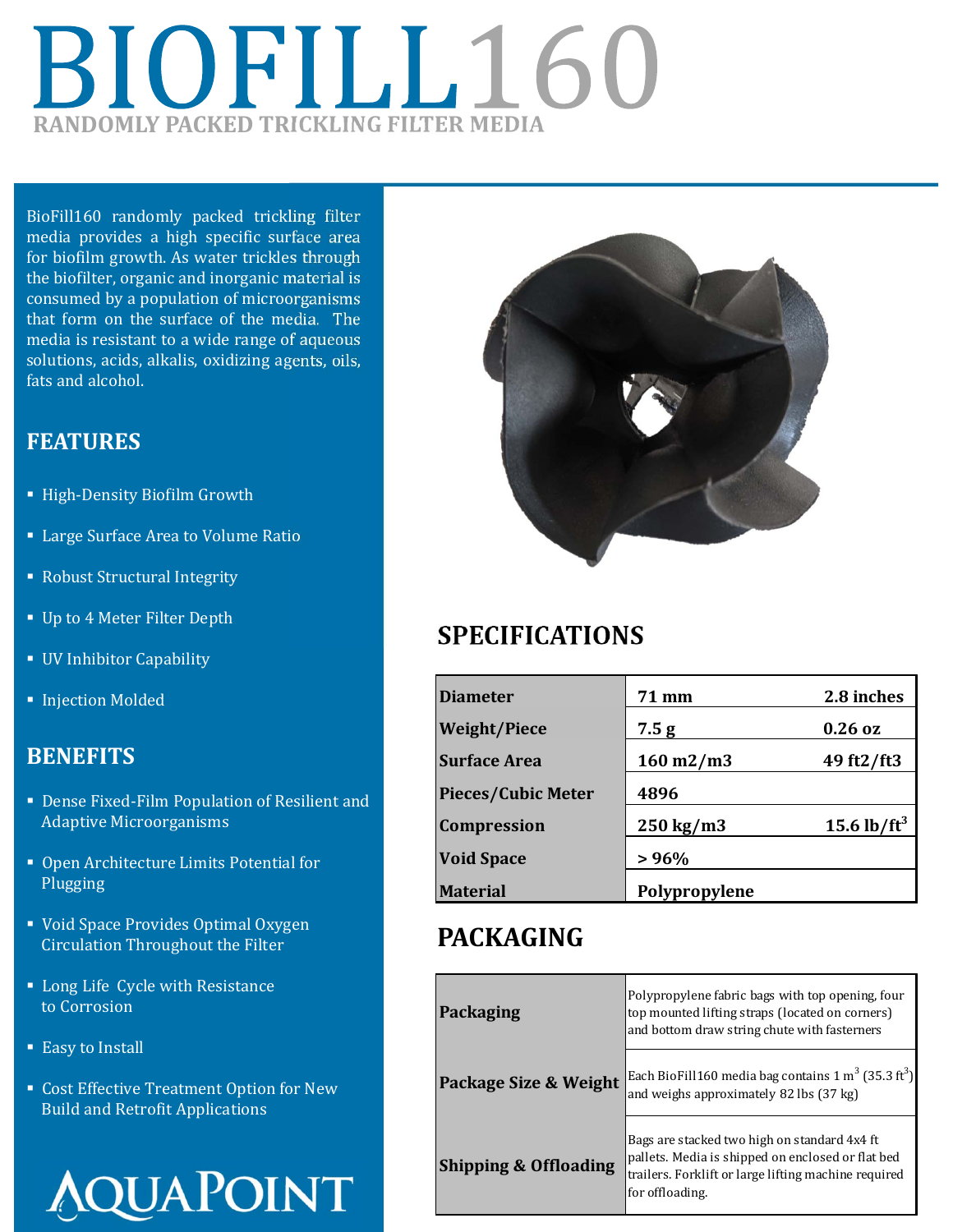# BIOFILL160

## RANDOMLY PACKED TRICKLING FILTER MEDIA

BioFill160 randomly packed trickling filter media provides a high specific surface area for biofilm growth. As water trickles through the biofilter, organic and inorganic material is consumed by a population of microorganisms that form on the surface of the media. The media is resistant to a wide range of aqueous solutions, acids, alkalis, oxidizing agents, oils, fats and alcohol.

## FEATURES

- High-Density Biofilm Growth
- Large Surface Area to Volume Ratio
- Robust Structural Integrity
- Up to 4 Meter Filter Depth
- UV Inhibitor Capability
- Injection Molded

## BENEFITS

- Dense Fixed-Film Population of Resilient and Adaptive Microorganisms
- Open Architecture Limits Potential for Plugging
- Void Space Provides Optimal Oxygen Circulation Throughout the Filter
- Long Life Cycle with Resistance to Corrosion
- Easy to Install
- Cost Effective Treatment Option for New Build and Retrofit Applications

AQUAPOINT

## SPECIFICATIONS

| | | |
|---|---|---|
| **Diameter** | **71 mm** | **2.8 inches** |
| **Weight/Piece** | **7.5 g** | **0.26 oz** |
| **Surface Area** | **160 m2/m3** | **49 ft2/ft3** |
| **Pieces/Cubic Meter** | **4896** | |
| **Compression** | **250 kg/m3** | **15.6 lb/ft$^3$** |
| **Void Space** | **> 96%** | |
| **Material** | **Polypropylene** | |

## PACKAGING

| | |
|---|---|
| **Packaging** | Polypropylene fabric bags with top opening, four top mounted lifting straps (located on corners) and bottom draw string chute with fasterners |
| **Package Size & Weight** | Each BioFill160 media bag contains 1 m$^3$ (35.3 ft$^3$) and weighs approximately 82 lbs (37 kg) |
| **Shipping & Offloading** | Bags are stacked two high on standard 4x4 ft pallets. Media is shipped on enclosed or flat bed trailers. Forklift or large lifting machine required for offloading. |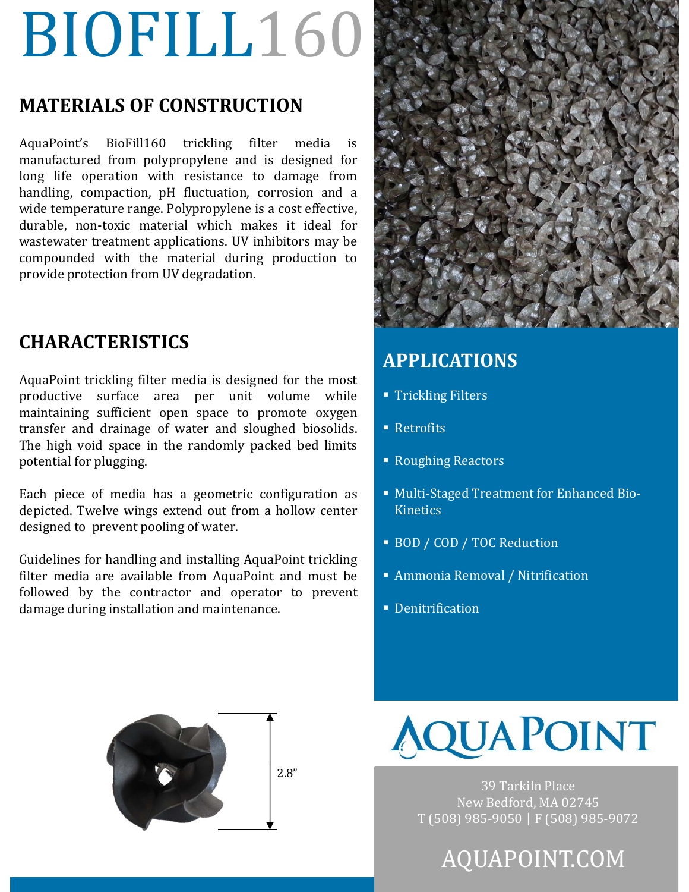# BIOFILL160

## MATERIALS OF CONSTRUCTION

AquaPoint's BioFill160 trickling filter media is manufactured from polypropylene and is designed for long life operation with resistance to damage from handling, compaction, pH fluctuation, corrosion and a wide temperature range. Polypropylene is a cost effective, durable, non-toxic material which makes it ideal for wastewater treatment applications. UV inhibitors may be compounded with the material during production to provide protection from UV degradation.

## CHARACTERISTICS

AquaPoint trickling filter media is designed for the most productive surface area per unit volume while maintaining sufficient open space to promote oxygen transfer and drainage of water and sloughed biosolids. The high void space in the randomly packed bed limits potential for plugging.

Each piece of media has a geometric configuration as depicted. Twelve wings extend out from a hollow center designed to prevent pooling of water.

Guidelines for handling and installing AquaPoint trickling filter media are available from AquaPoint and must be followed by the contractor and operator to prevent damage during installation and maintenance.

2.8"

## APPLICATIONS

- Trickling Filters
- Retrofits
- Roughing Reactors
- Multi-Staged Treatment for Enhanced Bio-Kinetics
- BOD / COD / TOC Reduction
- Ammonia Removal / Nitrification
- Denitrification

AQUAPOINT

39 Tarkiln Place
New Bedford, MA 02745
T (508) 985-9050 | F (508) 985-9072

AQUAPOINT.COM